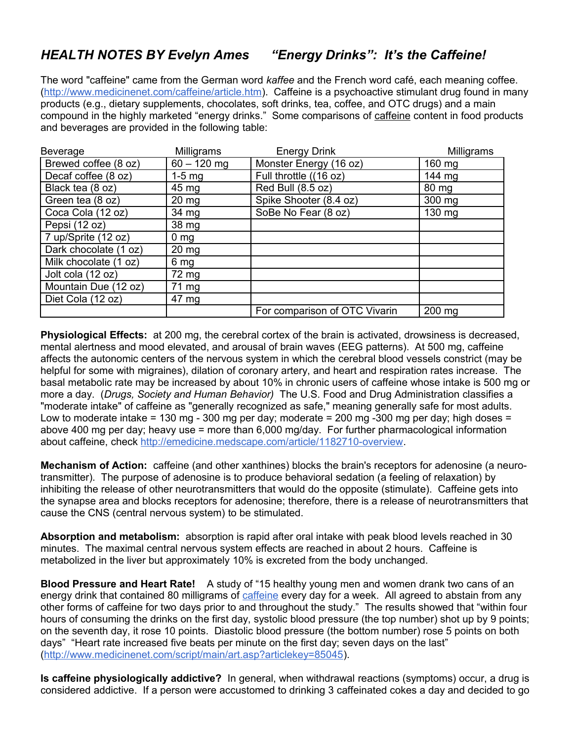## *HEALTH NOTES BY Evelyn Ames     "Energy Drinks": It's the Caffeine!*

The word "caffeine" came from the German word *kaffee* and the French word café, each meaning coffee. (http://www.medicinenet.com/caffeine/article.htm). Caffeine is a psychoactive stimulant drug found in many products (e.g., dietary supplements, chocolates, soft drinks, tea, coffee, and OTC drugs) and a main compound in the highly marketed "energy drinks." Some comparisons of caffeine content in food products and beverages are provided in the following table:

| Beverage | Milligrams | Energy Drink | Milligrams |
|---|---|---|---|
| Brewed coffee (8 oz) | 60 – 120 mg | Monster Energy (16 oz) | 160 mg |
| Decaf coffee (8 oz) | 1-5 mg | Full throttle ((16 oz) | 144 mg |
| Black tea (8 oz) | 45 mg | Red Bull (8.5 oz) | 80 mg |
| Green tea (8 oz) | 20 mg | Spike Shooter (8.4 oz) | 300 mg |
| Coca Cola (12 oz) | 34 mg | SoBe No Fear (8 oz) | 130 mg |
| Pepsi (12 oz) | 38 mg | | |
| 7 up/Sprite (12 oz) | 0 mg | | |
| Dark chocolate (1 oz) | 20 mg | | |
| Milk chocolate (1 oz) | 6 mg | | |
| Jolt cola (12 oz) | 72 mg | | |
| Mountain Due (12 oz) | 71 mg | | |
| Diet Cola (12 oz) | 47 mg | | |
| | | For comparison of OTC Vivarin | 200 mg |

**Physiological Effects:** at 200 mg, the cerebral cortex of the brain is activated, drowsiness is decreased, mental alertness and mood elevated, and arousal of brain waves (EEG patterns). At 500 mg, caffeine affects the autonomic centers of the nervous system in which the cerebral blood vessels constrict (may be helpful for some with migraines), dilation of coronary artery, and heart and respiration rates increase. The basal metabolic rate may be increased by about 10% in chronic users of caffeine whose intake is 500 mg or more a day. (*Drugs, Society and Human Behavior)* The U.S. Food and Drug Administration classifies a "moderate intake" of caffeine as "generally recognized as safe," meaning generally safe for most adults. Low to moderate intake = 130 mg - 300 mg per day; moderate = 200 mg -300 mg per day; high doses = above 400 mg per day; heavy use = more than 6,000 mg/day. For further pharmacological information about caffeine, check http://emedicine.medscape.com/article/1182710-overview.

**Mechanism of Action:** caffeine (and other xanthines) blocks the brain's receptors for adenosine (a neuro-transmitter). The purpose of adenosine is to produce behavioral sedation (a feeling of relaxation) by inhibiting the release of other neurotransmitters that would do the opposite (stimulate). Caffeine gets into the synapse area and blocks receptors for adenosine; therefore, there is a release of neurotransmitters that cause the CNS (central nervous system) to be stimulated.

**Absorption and metabolism:** absorption is rapid after oral intake with peak blood levels reached in 30 minutes. The maximal central nervous system effects are reached in about 2 hours. Caffeine is metabolized in the liver but approximately 10% is excreted from the body unchanged.

**Blood Pressure and Heart Rate!** A study of "15 healthy young men and women drank two cans of an energy drink that contained 80 milligrams of caffeine every day for a week. All agreed to abstain from any other forms of caffeine for two days prior to and throughout the study." The results showed that "within four hours of consuming the drinks on the first day, systolic blood pressure (the top number) shot up by 9 points; on the seventh day, it rose 10 points. Diastolic blood pressure (the bottom number) rose 5 points on both days" "Heart rate increased five beats per minute on the first day; seven days on the last" (http://www.medicinenet.com/script/main/art.asp?articlekey=85045).

**Is caffeine physiologically addictive?** In general, when withdrawal reactions (symptoms) occur, a drug is considered addictive. If a person were accustomed to drinking 3 caffeinated cokes a day and decided to go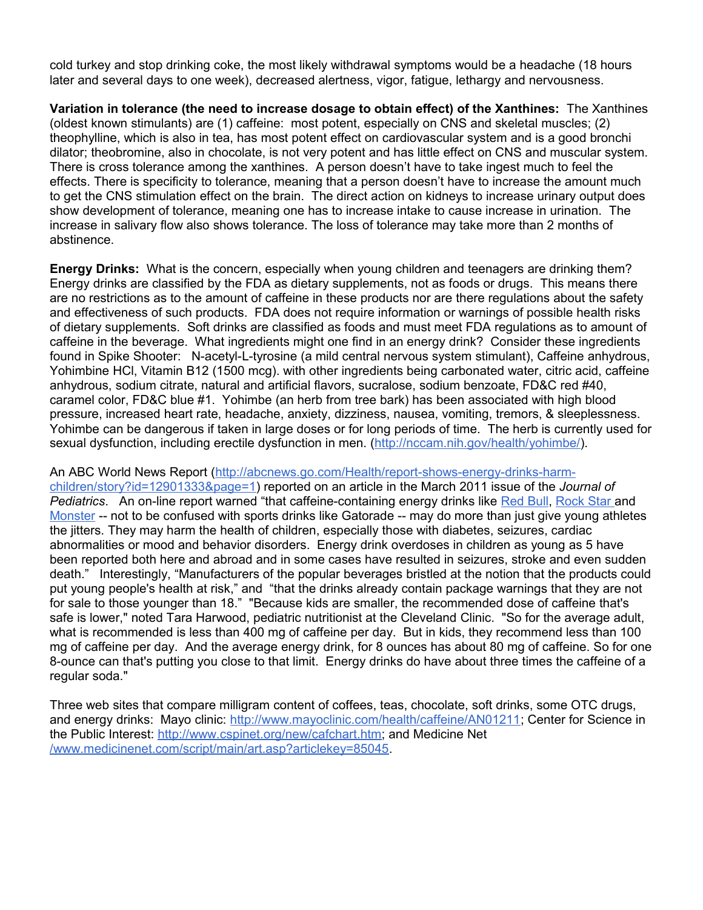cold turkey and stop drinking coke, the most likely withdrawal symptoms would be a headache (18 hours later and several days to one week), decreased alertness, vigor, fatigue, lethargy and nervousness.

**Variation in tolerance (the need to increase dosage to obtain effect) of the Xanthines:** The Xanthines (oldest known stimulants) are (1) caffeine: most potent, especially on CNS and skeletal muscles; (2) theophylline, which is also in tea, has most potent effect on cardiovascular system and is a good bronchi dilator; theobromine, also in chocolate, is not very potent and has little effect on CNS and muscular system. There is cross tolerance among the xanthines. A person doesn't have to take ingest much to feel the effects. There is specificity to tolerance, meaning that a person doesn't have to increase the amount much to get the CNS stimulation effect on the brain. The direct action on kidneys to increase urinary output does show development of tolerance, meaning one has to increase intake to cause increase in urination. The increase in salivary flow also shows tolerance. The loss of tolerance may take more than 2 months of abstinence.

**Energy Drinks:** What is the concern, especially when young children and teenagers are drinking them? Energy drinks are classified by the FDA as dietary supplements, not as foods or drugs. This means there are no restrictions as to the amount of caffeine in these products nor are there regulations about the safety and effectiveness of such products. FDA does not require information or warnings of possible health risks of dietary supplements. Soft drinks are classified as foods and must meet FDA regulations as to amount of caffeine in the beverage. What ingredients might one find in an energy drink? Consider these ingredients found in Spike Shooter: N-acetyl-L-tyrosine (a mild central nervous system stimulant), Caffeine anhydrous, Yohimbine HCl, Vitamin B12 (1500 mcg). with other ingredients being carbonated water, citric acid, caffeine anhydrous, sodium citrate, natural and artificial flavors, sucralose, sodium benzoate, FD&C red #40, caramel color, FD&C blue #1. Yohimbe (an herb from tree bark) has been associated with high blood pressure, increased heart rate, headache, anxiety, dizziness, nausea, vomiting, tremors, & sleeplessness. Yohimbe can be dangerous if taken in large doses or for long periods of time. The herb is currently used for sexual dysfunction, including erectile dysfunction in men. (http://nccam.nih.gov/health/yohimbe/).

An ABC World News Report (http://abcnews.go.com/Health/report-shows-energy-drinks-harm-children/story?id=12901333&page=1) reported on an article in the March 2011 issue of the *Journal of Pediatrics*. An on-line report warned "that caffeine-containing energy drinks like Red Bull, Rock Star and Monster -- not to be confused with sports drinks like Gatorade -- may do more than just give young athletes the jitters. They may harm the health of children, especially those with diabetes, seizures, cardiac abnormalities or mood and behavior disorders. Energy drink overdoses in children as young as 5 have been reported both here and abroad and in some cases have resulted in seizures, stroke and even sudden death." Interestingly, "Manufacturers of the popular beverages bristled at the notion that the products could put young people's health at risk," and "that the drinks already contain package warnings that they are not for sale to those younger than 18." "Because kids are smaller, the recommended dose of caffeine that's safe is lower," noted Tara Harwood, pediatric nutritionist at the Cleveland Clinic. "So for the average adult, what is recommended is less than 400 mg of caffeine per day. But in kids, they recommend less than 100 mg of caffeine per day. And the average energy drink, for 8 ounces has about 80 mg of caffeine. So for one 8-ounce can that's putting you close to that limit. Energy drinks do have about three times the caffeine of a regular soda."

Three web sites that compare milligram content of coffees, teas, chocolate, soft drinks, some OTC drugs, and energy drinks: Mayo clinic: http://www.mayoclinic.com/health/caffeine/AN01211; Center for Science in the Public Interest: http://www.cspinet.org/new/cafchart.htm; and Medicine Net /www.medicinenet.com/script/main/art.asp?articlekey=85045.